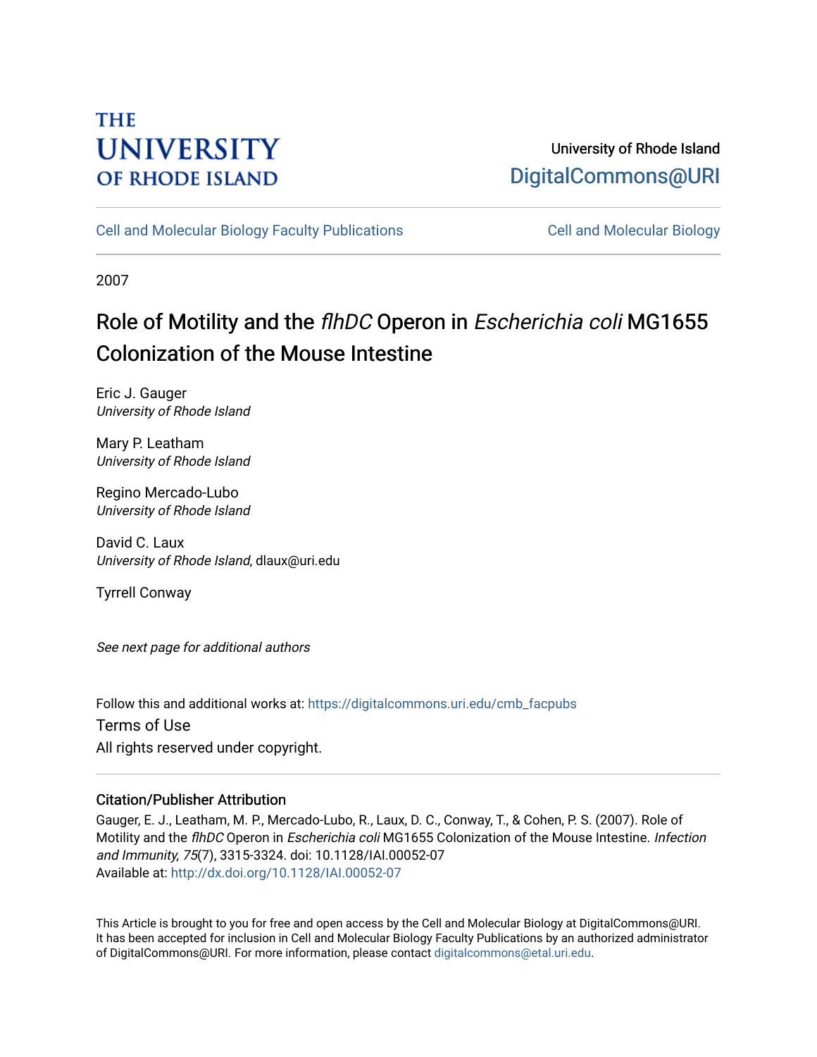THE UNIVERSITY OF RHODE ISLAND

University of Rhode Island
DigitalCommons@URI

Cell and Molecular Biology Faculty Publications | Cell and Molecular Biology

2007

# Role of Motility and the *flhDC* Operon in *Escherichia coli* MG1655 Colonization of the Mouse Intestine

Eric J. Gauger
*University of Rhode Island*

Mary P. Leatham
*University of Rhode Island*

Regino Mercado-Lubo
*University of Rhode Island*

David C. Laux
*University of Rhode Island*, dlaux@uri.edu

Tyrrell Conway

*See next page for additional authors*

Follow this and additional works at: https://digitalcommons.uri.edu/cmb_facpubs

Terms of Use
All rights reserved under copyright.

## Citation/Publisher Attribution

Gauger, E. J., Leatham, M. P., Mercado-Lubo, R., Laux, D. C., Conway, T., & Cohen, P. S. (2007). Role of Motility and the *flhDC* Operon in *Escherichia coli* MG1655 Colonization of the Mouse Intestine. *Infection and Immunity, 75*(7), 3315-3324. doi: 10.1128/IAI.00052-07
Available at: http://dx.doi.org/10.1128/IAI.00052-07

This Article is brought to you for free and open access by the Cell and Molecular Biology at DigitalCommons@URI. It has been accepted for inclusion in Cell and Molecular Biology Faculty Publications by an authorized administrator of DigitalCommons@URI. For more information, please contact digitalcommons@etal.uri.edu.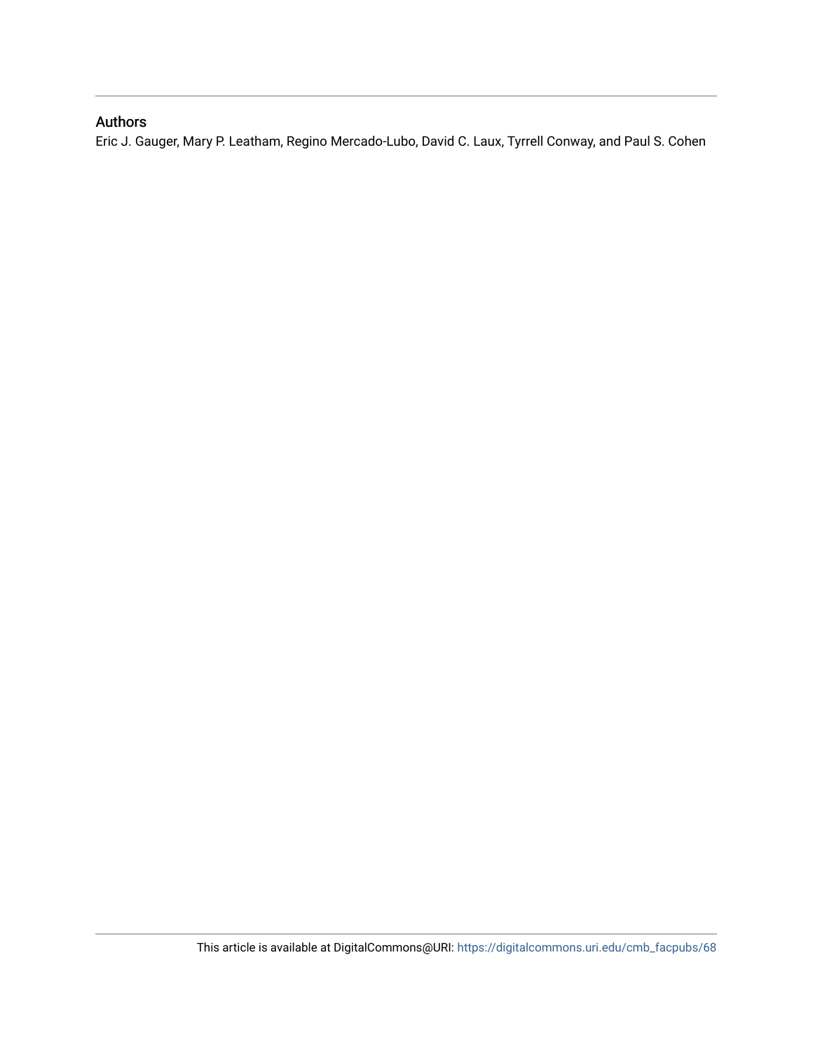## Authors

Eric J. Gauger, Mary P. Leatham, Regino Mercado-Lubo, David C. Laux, Tyrrell Conway, and Paul S. Cohen

This article is available at DigitalCommons@URI: https://digitalcommons.uri.edu/cmb_facpubs/68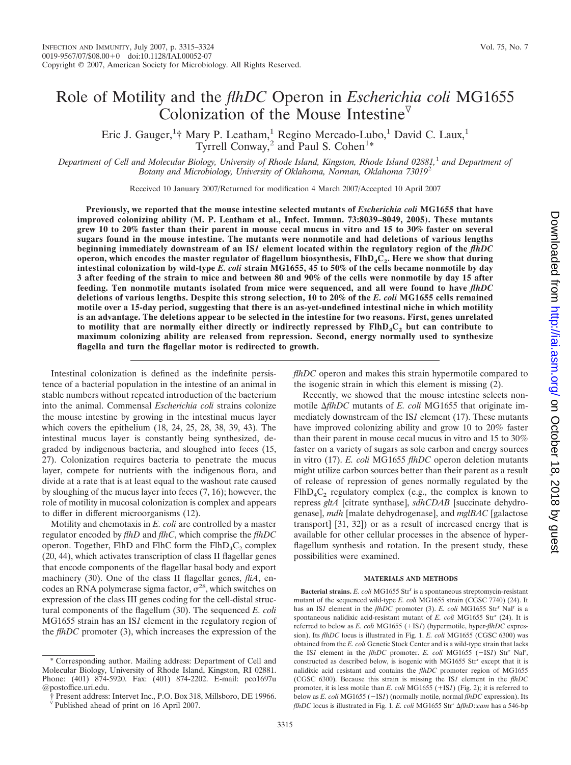# Role of Motility and the *flhDC* Operon in *Escherichia coli* MG1655 Colonization of the Mouse Intestine

Eric J. Gauger,[1]† Mary P. Leatham,[1] Regino Mercado-Lubo,[1] David C. Laux,[1] Tyrrell Conway,[2] and Paul S. Cohen[1]*

*Department of Cell and Molecular Biology, University of Rhode Island, Kingston, Rhode Island 02881,[1] and Department of Botany and Microbiology, University of Oklahoma, Norman, Oklahoma 73019[2]*

Received 10 January 2007/Returned for modification 4 March 2007/Accepted 10 April 2007

**Previously, we reported that the mouse intestine selected mutants of *Escherichia coli* MG1655 that have improved colonizing ability (M. P. Leatham et al., Infect. Immun. 73:8039–8049, 2005). These mutants grew 10 to 20% faster than their parent in mouse cecal mucus in vitro and 15 to 30% faster on several sugars found in the mouse intestine. The mutants were nonmotile and had deletions of various lengths beginning immediately downstream of an IS*1* element located within the regulatory region of the *flhDC* operon, which encodes the master regulator of flagellum biosynthesis, $FlhD_4C_2$. Here we show that during intestinal colonization by wild-type *E. coli* strain MG1655, 45 to 50% of the cells became nonmotile by day 3 after feeding of the strain to mice and between 80 and 90% of the cells were nonmotile by day 15 after feeding. Ten nonmotile mutants isolated from mice were sequenced, and all were found to have *flhDC* deletions of various lengths. Despite this strong selection, 10 to 20% of the *E. coli* MG1655 cells remained motile over a 15-day period, suggesting that there is an as-yet-undefined intestinal niche in which motility is an advantage. The deletions appear to be selected in the intestine for two reasons. First, genes unrelated to motility that are normally either directly or indirectly repressed by $FlhD_4C_2$ but can contribute to maximum colonizing ability are released from repression. Second, energy normally used to synthesize flagella and turn the flagellar motor is redirected to growth.**

Intestinal colonization is defined as the indefinite persistence of a bacterial population in the intestine of an animal in stable numbers without repeated introduction of the bacterium into the animal. Commensal *Escherichia coli* strains colonize the mouse intestine by growing in the intestinal mucus layer which covers the epithelium (18, 24, 25, 28, 38, 39, 43). The intestinal mucus layer is constantly being synthesized, degraded by indigenous bacteria, and sloughed into feces (15, 27). Colonization requires bacteria to penetrate the mucus layer, compete for nutrients with the indigenous flora, and divide at a rate that is at least equal to the washout rate caused by sloughing of the mucus layer into feces (7, 16); however, the role of motility in mucosal colonization is complex and appears to differ in different microorganisms (12).

Motility and chemotaxis in *E. coli* are controlled by a master regulator encoded by *flhD* and *flhC*, which comprise the *flhDC* operon. Together, FlhD and FlhC form the $FlhD_4C_2$ complex (20, 44), which activates transcription of class II flagellar genes that encode components of the flagellar basal body and export machinery (30). One of the class II flagellar genes, *fliA*, encodes an RNA polymerase sigma factor, $\sigma^{28}$, which switches on expression of the class III genes coding for the cell-distal structural components of the flagellum (30). The sequenced *E. coli* MG1655 strain has an IS*1* element in the regulatory region of the *flhDC* promoter (3), which increases the expression of the *flhDC* operon and makes this strain hypermotile compared to the isogenic strain in which this element is missing (2).

Recently, we showed that the mouse intestine selects nonmotile Δ*flhDC* mutants of *E. coli* MG1655 that originate immediately downstream of the IS*1* element (17). These mutants have improved colonizing ability and grow 10 to 20% faster than their parent in mouse cecal mucus in vitro and 15 to 30% faster on a variety of sugars as sole carbon and energy sources in vitro (17). *E. coli* MG1655 *flhDC* operon deletion mutants might utilize carbon sources better than their parent as a result of release of repression of genes normally regulated by the $FlhD_4C_2$ regulatory complex (e.g., the complex is known to repress *gltA* [citrate synthase], *sdhCDAB* [succinate dehydrogenase], *mdh* [malate dehydrogenase], and *mglBAC* [galactose transport] [31, 32]) or as a result of increased energy that is available for other cellular processes in the absence of hyperflagellum synthesis and rotation. In the present study, these possibilities were examined.

## MATERIALS AND METHODS

**Bacterial strains.** *E. coli* MG1655 Str[r] is a spontaneous streptomycin-resistant mutant of the sequenced wild-type *E. coli* MG1655 strain (CGSC 7740) (24). It has an IS*1* element in the *flhDC* promoter (3). *E. coli* MG1655 Str[r] Nal[r] is a spontaneous nalidixic acid-resistant mutant of *E. coli* MG1655 Str[r] (24). It is referred to below as *E. coli* MG1655 (+IS*1*) (hypermotile, hyper-*flhDC* expression). Its *flhDC* locus is illustrated in Fig. 1. *E. coli* MG1655 (CGSC 6300) was obtained from the *E. coli* Genetic Stock Center and is a wild-type strain that lacks the IS*1* element in the *flhDC* promoter. *E. coli* MG1655 (−IS*1*) Str[r] Nal[r], constructed as described below, is isogenic with MG1655 Str[r] except that it is nalidixic acid resistant and contains the *flhDC* promoter region of MG1655 (CGSC 6300). Because this strain is missing the IS*1* element in the *flhDC* promoter, it is less motile than *E. coli* MG1655 (+IS*1*) (Fig. 2); it is referred to below as *E. coli* MG1655 (−IS*1*) (normally motile, normal *flhDC* expression). Its *flhDC* locus is illustrated in Fig. 1. *E. coli* MG1655 Str[r] Δ*flhD*::*cam* has a 546-bp

---

\* Corresponding author. Mailing address: Department of Cell and Molecular Biology, University of Rhode Island, Kingston, RI 02881. Phone: (401) 874-5920. Fax: (401) 874-2202. E-mail: pco1697u@postoffice.uri.edu.

† Present address: Intervet Inc., P.O. Box 318, Millsboro, DE 19966.

▽ Published ahead of print on 16 April 2007.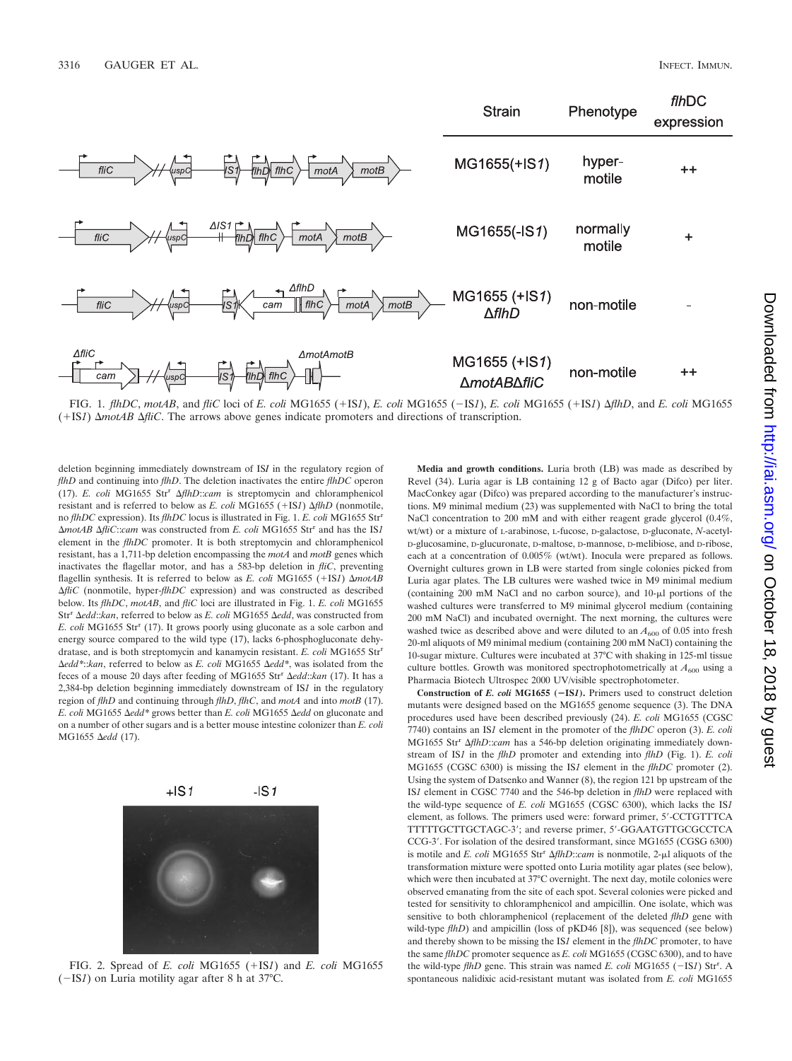| Strain | Phenotype | *flh*DC expression |
|---|---|---|
| MG1655(+IS*1*) | hyper-motile | ++ |
| MG1655(-IS*1*) | normally motile | + |
| MG1655 (+IS*1*) Δ*flhD* | non-motile | - |
| MG1655 (+IS*1*) Δ*motAB*Δ*fliC* | non-motile | ++ |

FIG. 1. *flhDC*, *motAB*, and *fliC* loci of *E. coli* MG1655 (+IS*1*), *E. coli* MG1655 (−IS*1*), *E. coli* MG1655 (+IS*1*) Δ*flhD*, and *E. coli* MG1655 (+IS*1*) Δ*motAB* Δ*fliC*. The arrows above genes indicate promoters and directions of transcription.

deletion beginning immediately downstream of IS*1* in the regulatory region of *flhD* and continuing into *flhD*. The deletion inactivates the entire *flhDC* operon (17). *E. coli* MG1655 Str$^r$ Δ*flhD*::*cam* is streptomycin and chloramphenicol resistant and is referred to below as *E. coli* MG1655 (+IS*1*) Δ*flhD* (nonmotile, no *flhDC* expression). Its *flhDC* locus is illustrated in Fig. 1. *E. coli* MG1655 Str$^r$ Δ*motAB* Δ*fliC*::*cam* was constructed from *E. coli* MG1655 Str$^r$ and has the IS*1* element in the *flhDC* promoter. It is both streptomycin and chloramphenicol resistant, has a 1,711-bp deletion encompassing the *motA* and *motB* genes which inactivates the flagellar motor, and has a 583-bp deletion in *fliC*, preventing flagellin synthesis. It is referred to below as *E. coli* MG1655 (+IS*1*) Δ*motAB* Δ*fliC* (nonmotile, hyper-*flhDC* expression) and was constructed as described below. Its *flhDC*, *motAB*, and *fliC* loci are illustrated in Fig. 1. *E. coli* MG1655 Str$^r$ Δ*edd*::*kan*, referred to below as *E. coli* MG1655 Δ*edd*, was constructed from *E. coli* MG1655 Str$^r$ (17). It grows poorly using gluconate as a sole carbon and energy source compared to the wild type (17), lacks 6-phosphogluconate dehydratase, and is both streptomycin and kanamycin resistant. *E. coli* MG1655 Str$^r$ Δ*edd*\*::*kan*, referred to below as *E. coli* MG1655 Δ*edd*\*, was isolated from the feces of a mouse 20 days after feeding of MG1655 Str$^r$ Δ*edd*::*kan* (17). It has a 2,384-bp deletion beginning immediately downstream of IS*1* in the regulatory region of *flhD* and continuing through *flhD*, *flhC*, and *motA* and into *motB* (17). *E. coli* MG1655 Δ*edd*\* grows better than *E. coli* MG1655 Δ*edd* on gluconate and on a number of other sugars and is a better mouse intestine colonizer than *E. coli* MG1655 Δ*edd* (17).

FIG. 2. Spread of *E. coli* MG1655 (+IS*1*) and *E. coli* MG1655 (−IS*1*) on Luria motility agar after 8 h at 37°C.

**Media and growth conditions.** Luria broth (LB) was made as described by Revel (34). Luria agar is LB containing 12 g of Bacto agar (Difco) per liter. MacConkey agar (Difco) was prepared according to the manufacturer's instructions. M9 minimal medium (23) was supplemented with NaCl to bring the total NaCl concentration to 200 mM and with either reagent grade glycerol (0.4%, wt/wt) or a mixture of L-arabinose, L-fucose, D-galactose, D-gluconate, *N*-acetyl-D-glucosamine, D-glucuronate, D-maltose, D-mannose, D-melibiose, and D-ribose, each at a concentration of 0.005% (wt/wt). Inocula were prepared as follows. Overnight cultures grown in LB were started from single colonies picked from Luria agar plates. The LB cultures were washed twice in M9 minimal medium (containing 200 mM NaCl and no carbon source), and 10-μl portions of the washed cultures were transferred to M9 minimal glycerol medium (containing 200 mM NaCl) and incubated overnight. The next morning, the cultures were washed twice as described above and were diluted to an $A_{600}$ of 0.05 into fresh 20-ml aliquots of M9 minimal medium (containing 200 mM NaCl) containing the 10-sugar mixture. Cultures were incubated at 37°C with shaking in 125-ml tissue culture bottles. Growth was monitored spectrophotometrically at $A_{600}$ using a Pharmacia Biotech Ultrospec 2000 UV/visible spectrophotometer.

**Construction of *E. coli* MG1655 (−IS*1*).** Primers used to construct deletion mutants were designed based on the MG1655 genome sequence (3). The DNA procedures used have been described previously (24). *E. coli* MG1655 (CGSC 7740) contains an IS*1* element in the promoter of the *flhDC* operon (3). *E. coli* MG1655 Str$^r$ Δ*flhD*::*cam* has a 546-bp deletion originating immediately downstream of IS*1* in the *flhD* promoter and extending into *flhD* (Fig. 1). *E. coli* MG1655 (CGSC 6300) is missing the IS*1* element in the *flhDC* promoter (2). Using the system of Datsenko and Wanner (8), the region 121 bp upstream of the IS*1* element in CGSC 7740 and the 546-bp deletion in *flhD* were replaced with the wild-type sequence of *E. coli* MG1655 (CGSC 6300), which lacks the IS*1* element, as follows. The primers used were: forward primer, 5′-CCTGTTTCA TTTTTGCTTGCTAGC-3′; and reverse primer, 5′-GGAATGTTGCGCCTCA CCG-3′. For isolation of the desired transformant, since MG1655 (CGSG 6300) is motile and *E. coli* MG1655 Str$^r$ Δ*flhD*::*cam* is nonmotile, 2-μl aliquots of the transformation mixture were spotted onto Luria motility agar plates (see below), which were then incubated at 37°C overnight. The next day, motile colonies were observed emanating from the site of each spot. Several colonies were picked and tested for sensitivity to chloramphenicol and ampicillin. One isolate, which was sensitive to both chloramphenicol (replacement of the deleted *flhD* gene with wild-type *flhD*) and ampicillin (loss of pKD46 [8]), was sequenced (see below) and thereby shown to be missing the IS*1* element in the *flhDC* promoter, to have the same *flhDC* promoter sequence as *E. coli* MG1655 (CGSC 6300), and to have the wild-type *flhD* gene. This strain was named *E. coli* MG1655 (−IS*1*) Str$^r$. A spontaneous nalidixic acid-resistant mutant was isolated from *E. coli* MG1655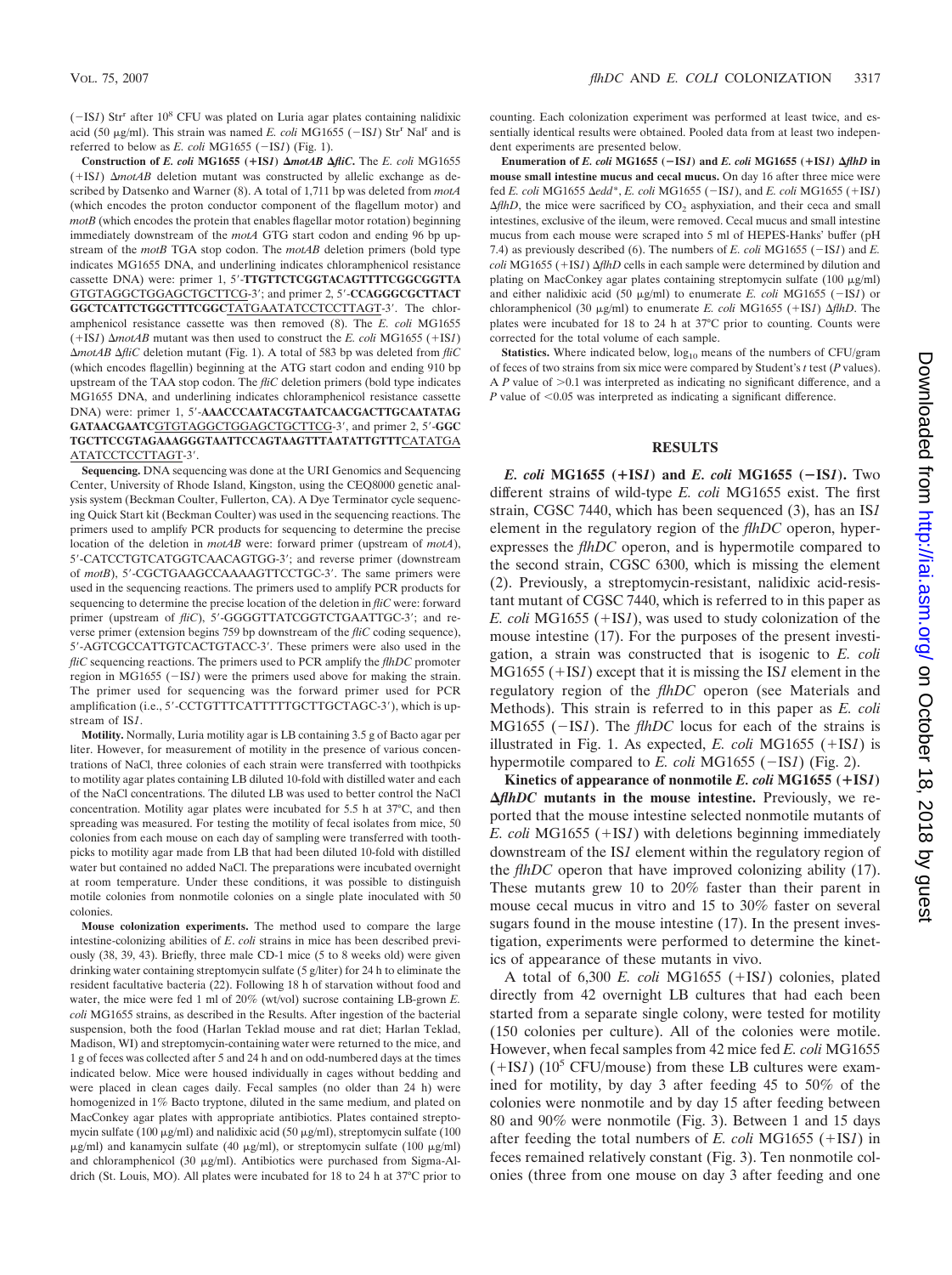(−IS*1*) Str[r] after $10^8$ CFU was plated on Luria agar plates containing nalidixic acid (50 μg/ml). This strain was named *E. coli* MG1655 (−IS*1*) Str[r] Nal[r] and is referred to below as *E. coli* MG1655 (−IS*1*) (Fig. 1).

**Construction of *E. coli* MG1655 (+IS*1*) Δ*motAB* Δ*fliC*.** The *E. coli* MG1655 (+IS*1*) Δ*motAB* deletion mutant was constructed by allelic exchange as described by Datsenko and Warner (8). A total of 1,711 bp was deleted from *motA* (which encodes the proton conductor component of the flagellum motor) and *motB* (which encodes the protein that enables flagellar motor rotation) beginning immediately downstream of the *motA* GTG start codon and ending 96 bp upstream of the *motB* TGA stop codon. The *motAB* deletion primers (bold type indicates MG1655 DNA, and underlining indicates chloramphenicol resistance cassette DNA) were: primer 1, 5′-**TTGTTCTCGGTACAGTTTTCGGCGGTTA**GTGTAGGCTGGAGCTGCTTCG-3′; and primer 2, 5′-**CCAGGGCGCTTACTGGCTCATTCTGGCTTTCGGC**TATGAATATCCTCCTTAGT-3′. The chloramphenicol resistance cassette was then removed (8). The *E. coli* MG1655 (+IS*1*) Δ*motAB* mutant was then used to construct the *E. coli* MG1655 (+IS*1*) Δ*motAB* Δ*fliC* deletion mutant (Fig. 1). A total of 583 bp was deleted from *fliC* (which encodes flagellin) beginning at the ATG start codon and ending 910 bp upstream of the TAA stop codon. The *fliC* deletion primers (bold type indicates MG1655 DNA, and underlining indicates chloramphenicol resistance cassette DNA) were: primer 1, 5′-**AAACCCAATACGTAATCAACGACTTGCAATATAGGATAACGAATC**GTGTAGGCTGGAGCTGCTTCG-3′, and primer 2, 5′-**GGCTGCTTCCGTAGAAAGGGTAATTCCAGTAAGTTTAATATTGTTT**CATATGAATATCCTCCTTAGT-3′.

**Sequencing.** DNA sequencing was done at the URI Genomics and Sequencing Center, University of Rhode Island, Kingston, using the CEQ8000 genetic analysis system (Beckman Coulter, Fullerton, CA). A Dye Terminator cycle sequencing Quick Start kit (Beckman Coulter) was used in the sequencing reactions. The primers used to amplify PCR products for sequencing to determine the precise location of the deletion in *motAB* were: forward primer (upstream of *motA*), 5′-CATCCTGTCATGGTCAACAGTGG-3′; and reverse primer (downstream of *motB*), 5′-CGCTGAAGCCAAAAGTTCCTGC-3′. The same primers were used in the sequencing reactions. The primers used to amplify PCR products for sequencing to determine the precise location of the deletion in *fliC* were: forward primer (upstream of *fliC*), 5′-GGGGTTATCGGTCTGAATTGC-3′; and reverse primer (extension begins 759 bp downstream of the *fliC* coding sequence), 5′-AGTCGCCATTGTCACTGTACC-3′. These primers were also used in the *fliC* sequencing reactions. The primers used to PCR amplify the *flhDC* promoter region in MG1655 (−IS*1*) were the primers used above for making the strain. The primer used for sequencing was the forward primer used for PCR amplification (i.e., 5′-CCTGTTTCATTTTTGCTTGCTAGC-3′), which is upstream of IS*1*.

**Motility.** Normally, Luria motility agar is LB containing 3.5 g of Bacto agar per liter. However, for measurement of motility in the presence of various concentrations of NaCl, three colonies of each strain were transferred with toothpicks to motility agar plates containing LB diluted 10-fold with distilled water and each of the NaCl concentrations. The diluted LB was used to better control the NaCl concentration. Motility agar plates were incubated for 5.5 h at 37°C, and then spreading was measured. For testing the motility of fecal isolates from mice, 50 colonies from each mouse on each day of sampling were transferred with toothpicks to motility agar made from LB that had been diluted 10-fold with distilled water but contained no added NaCl. The preparations were incubated overnight at room temperature. Under these conditions, it was possible to distinguish motile colonies from nonmotile colonies on a single plate inoculated with 50 colonies.

**Mouse colonization experiments.** The method used to compare the large intestine-colonizing abilities of *E. coli* strains in mice has been described previously (38, 39, 43). Briefly, three male CD-1 mice (5 to 8 weeks old) were given drinking water containing streptomycin sulfate (5 g/liter) for 24 h to eliminate the resident facultative bacteria (22). Following 18 h of starvation without food and water, the mice were fed 1 ml of 20% (wt/vol) sucrose containing LB-grown *E. coli* MG1655 strains, as described in the Results. After ingestion of the bacterial suspension, both the food (Harlan Teklad mouse and rat diet; Harlan Teklad, Madison, WI) and streptomycin-containing water were returned to the mice, and 1 g of feces was collected after 5 and 24 h and on odd-numbered days at the times indicated below. Mice were housed individually in cages without bedding and were placed in clean cages daily. Fecal samples (no older than 24 h) were homogenized in 1% Bacto tryptone, diluted in the same medium, and plated on MacConkey agar plates with appropriate antibiotics. Plates contained streptomycin sulfate (100 μg/ml) and nalidixic acid (50 μg/ml), streptomycin sulfate (100 μg/ml) and kanamycin sulfate (40 μg/ml), or streptomycin sulfate (100 μg/ml) and chloramphenicol (30 μg/ml). Antibiotics were purchased from Sigma-Aldrich (St. Louis, MO). All plates were incubated for 18 to 24 h at 37°C prior to counting. Each colonization experiment was performed at least twice, and essentially identical results were obtained. Pooled data from at least two independent experiments are presented below.

**Enumeration of *E. coli* MG1655 (−IS*1*) and *E. coli* MG1655 (+IS*1*) Δ*flhD* in mouse small intestine mucus and cecal mucus.** On day 16 after three mice were fed *E. coli* MG1655 Δ*edd*\*, *E. coli* MG1655 (−IS*1*), and *E. coli* MG1655 (+IS*1*) Δ*flhD*, the mice were sacrificed by $CO_2$ asphyxiation, and their ceca and small intestines, exclusive of the ileum, were removed. Cecal mucus and small intestine mucus from each mouse were scraped into 5 ml of HEPES-Hanks' buffer (pH 7.4) as previously described (6). The numbers of *E. coli* MG1655 (−IS*1*) and *E. coli* MG1655 (+IS*1*) Δ*flhD* cells in each sample were determined by dilution and plating on MacConkey agar plates containing streptomycin sulfate (100 μg/ml) and either nalidixic acid (50 μg/ml) to enumerate *E. coli* MG1655 (−IS*1*) or chloramphenicol (30 μg/ml) to enumerate *E. coli* MG1655 (+IS*1*) Δ*flhD*. The plates were incubated for 18 to 24 h at 37°C prior to counting. Counts were corrected for the total volume of each sample.

**Statistics.** Where indicated below, $\log_{10}$ means of the numbers of CFU/gram of feces of two strains from six mice were compared by Student's *t* test (*P* values). A *P* value of >0.1 was interpreted as indicating no significant difference, and a *P* value of <0.05 was interpreted as indicating a significant difference.

## RESULTS

***E. coli* MG1655 (+IS*1*) and *E. coli* MG1655 (−IS*1*).** Two different strains of wild-type *E. coli* MG1655 exist. The first strain, CGSC 7440, which has been sequenced (3), has an IS*1* element in the regulatory region of the *flhDC* operon, hyperexpresses the *flhDC* operon, and is hypermotile compared to the second strain, CGSC 6300, which is missing the element (2). Previously, a streptomycin-resistant, nalidixic acid-resistant mutant of CGSC 7440, which is referred to in this paper as *E. coli* MG1655 (+IS*1*), was used to study colonization of the mouse intestine (17). For the purposes of the present investigation, a strain was constructed that is isogenic to *E. coli* MG1655 (+IS*1*) except that it is missing the IS*1* element in the regulatory region of the *flhDC* operon (see Materials and Methods). This strain is referred to in this paper as *E. coli* MG1655 (−IS*1*). The *flhDC* locus for each of the strains is illustrated in Fig. 1. As expected, *E. coli* MG1655 (+IS*1*) is hypermotile compared to *E. coli* MG1655 (−IS*1*) (Fig. 2).

**Kinetics of appearance of nonmotile *E. coli* MG1655 (+IS*1*) Δ*flhDC* mutants in the mouse intestine.** Previously, we reported that the mouse intestine selected nonmotile mutants of *E. coli* MG1655 (+IS*1*) with deletions beginning immediately downstream of the IS*1* element within the regulatory region of the *flhDC* operon that have improved colonizing ability (17). These mutants grew 10 to 20% faster than their parent in mouse cecal mucus in vitro and 15 to 30% faster on several sugars found in the mouse intestine (17). In the present investigation, experiments were performed to determine the kinetics of appearance of these mutants in vivo.

A total of 6,300 *E. coli* MG1655 (+IS*1*) colonies, plated directly from 42 overnight LB cultures that had each been started from a separate single colony, were tested for motility (150 colonies per culture). All of the colonies were motile. However, when fecal samples from 42 mice fed *E. coli* MG1655 (+IS*1*) ($10^5$ CFU/mouse) from these LB cultures were examined for motility, by day 3 after feeding 45 to 50% of the colonies were nonmotile and by day 15 after feeding between 80 and 90% were nonmotile (Fig. 3). Between 1 and 15 days after feeding the total numbers of *E. coli* MG1655 (+IS*1*) in feces remained relatively constant (Fig. 3). Ten nonmotile colonies (three from one mouse on day 3 after feeding and one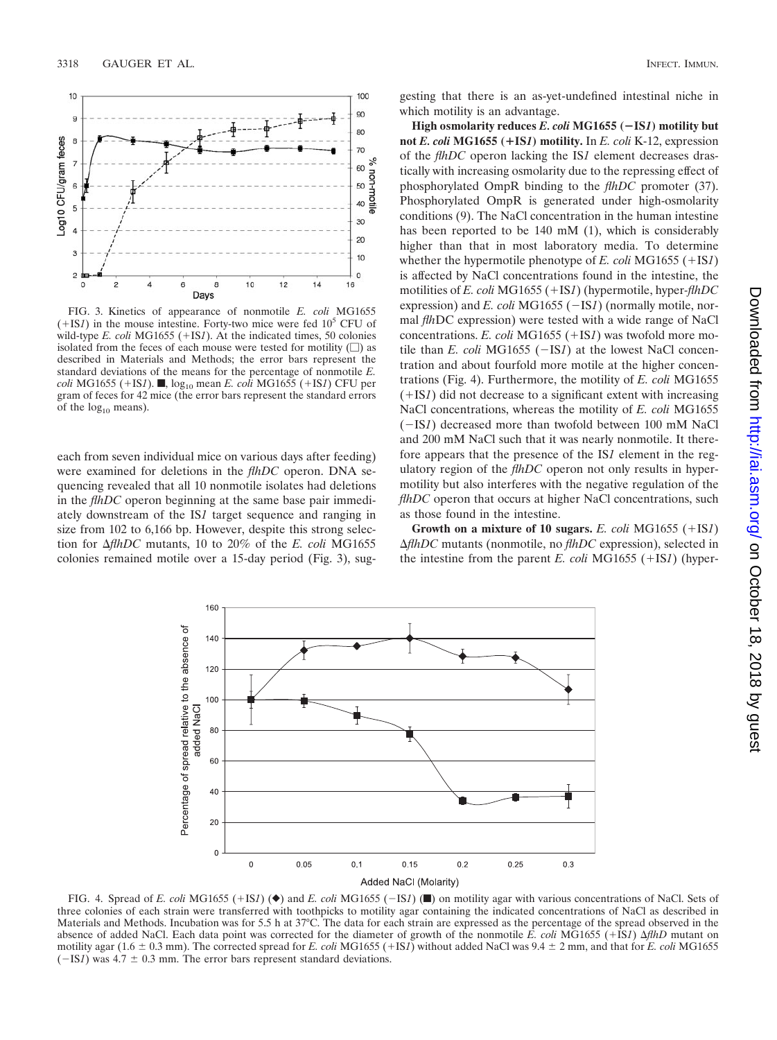FIG. 3. Kinetics of appearance of nonmotile *E. coli* MG1655 (+IS*1*) in the mouse intestine. Forty-two mice were fed $10^5$ CFU of wild-type *E. coli* MG1655 (+IS*1*). At the indicated times, 50 colonies isolated from the feces of each mouse were tested for motility (□) as described in Materials and Methods; the error bars represent the standard deviations of the means for the percentage of nonmotile *E. coli* MG1655 (+IS*1*). ■, $\log_{10}$ mean *E. coli* MG1655 (+IS*1*) CFU per gram of feces for 42 mice (the error bars represent the standard errors of the $\log_{10}$ means).

each from seven individual mice on various days after feeding) were examined for deletions in the *flhDC* operon. DNA sequencing revealed that all 10 nonmotile isolates had deletions in the *flhDC* operon beginning at the same base pair immediately downstream of the IS*1* target sequence and ranging in size from 102 to 6,166 bp. However, despite this strong selection for Δ*flhDC* mutants, 10 to 20% of the *E. coli* MG1655 colonies remained motile over a 15-day period (Fig. 3), suggesting that there is an as-yet-undefined intestinal niche in which motility is an advantage.

**High osmolarity reduces *E. coli* MG1655 (−IS*1*) motility but not *E. coli* MG1655 (+IS*1*) motility.** In *E. coli* K-12, expression of the *flhDC* operon lacking the IS*1* element decreases drastically with increasing osmolarity due to the repressing effect of phosphorylated OmpR binding to the *flhDC* promoter (37). Phosphorylated OmpR is generated under high-osmolarity conditions (9). The NaCl concentration in the human intestine has been reported to be 140 mM (1), which is considerably higher than that in most laboratory media. To determine whether the hypermotile phenotype of *E. coli* MG1655 (+IS*1*) is affected by NaCl concentrations found in the intestine, the motilities of *E. coli* MG1655 (+IS*1*) (hypermotile, hyper-*flhDC* expression) and *E. coli* MG1655 (−IS*1*) (normally motile, normal *flh*DC expression) were tested with a wide range of NaCl concentrations. *E. coli* MG1655 (+IS*1*) was twofold more motile than *E. coli* MG1655 (−IS*1*) at the lowest NaCl concentration and about fourfold more motile at the higher concentrations (Fig. 4). Furthermore, the motility of *E. coli* MG1655 (+IS*1*) did not decrease to a significant extent with increasing NaCl concentrations, whereas the motility of *E. coli* MG1655 (−IS*1*) decreased more than twofold between 100 mM NaCl and 200 mM NaCl such that it was nearly nonmotile. It therefore appears that the presence of the IS*1* element in the regulatory region of the *flhDC* operon not only results in hypermotility but also interferes with the negative regulation of the *flhDC* operon that occurs at higher NaCl concentrations, such as those found in the intestine.

**Growth on a mixture of 10 sugars.** *E. coli* MG1655 (+IS*1*) Δ*flhDC* mutants (nonmotile, no *flhDC* expression), selected in the intestine from the parent *E. coli* MG1655 (+IS*1*) (hyper-

FIG. 4. Spread of *E. coli* MG1655 (+IS*1*) (◆) and *E. coli* MG1655 (−IS*1*) (■) on motility agar with various concentrations of NaCl. Sets of three colonies of each strain were transferred with toothpicks to motility agar containing the indicated concentrations of NaCl as described in Materials and Methods. Incubation was for 5.5 h at 37°C. The data for each strain are expressed as the percentage of the spread observed in the absence of added NaCl. Each data point was corrected for the diameter of growth of the nonmotile *E. coli* MG1655 (+IS*1*) Δ*flhD* mutant on motility agar (1.6 ± 0.3 mm). The corrected spread for *E. coli* MG1655 (+IS*1*) without added NaCl was 9.4 ± 2 mm, and that for *E. coli* MG1655 (−IS*1*) was 4.7 ± 0.3 mm. The error bars represent standard deviations.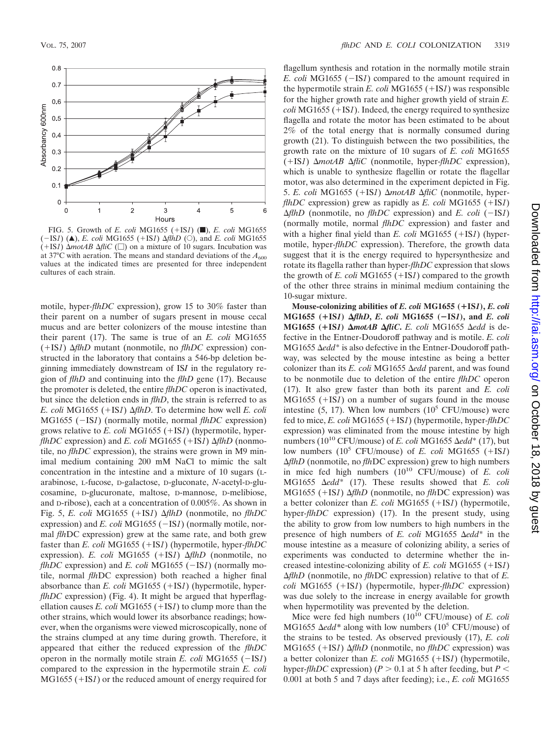FIG. 5. Growth of *E. coli* MG1655 (+IS*1*) (■), *E. coli* MG1655 (−IS*1*) (▲), *E. coli* MG1655 (+IS*1*) Δ*flhD* (○), and *E. coli* MG1655 (+IS*1*) Δ*motAB* Δ*fliC* (□) on a mixture of 10 sugars. Incubation was at 37°C with aeration. The means and standard deviations of the $A_{600}$ values at the indicated times are presented for three independent cultures of each strain.

motile, hyper-*flhDC* expression), grow 15 to 30% faster than their parent on a number of sugars present in mouse cecal mucus and are better colonizers of the mouse intestine than their parent (17). The same is true of an *E. coli* MG1655 (+IS*1*) Δ*flhD* mutant (nonmotile, no *flhDC* expression) constructed in the laboratory that contains a 546-bp deletion beginning immediately downstream of IS*I* in the regulatory region of *flhD* and continuing into the *flhD* gene (17). Because the promoter is deleted, the entire *flhDC* operon is inactivated, but since the deletion ends in *flhD*, the strain is referred to as *E. coli* MG1655 (+IS*1*) Δ*flhD*. To determine how well *E. coli* MG1655 (−IS*1*) (normally motile, normal *flhDC* expression) grows relative to *E. coli* MG1655 (+IS*1*) (hypermotile, hyper-*flhDC* expression) and *E. coli* MG1655 (+IS*1*) Δ*flhD* (nonmotile, no *flhDC* expression), the strains were grown in M9 minimal medium containing 200 mM NaCl to mimic the salt concentration in the intestine and a mixture of 10 sugars (L-arabinose, L-fucose, D-galactose, D-gluconate, *N*-acetyl-D-glucosamine, D-glucuronate, maltose, D-mannose, D-melibiose, and D-ribose), each at a concentration of 0.005%. As shown in Fig. 5, *E. coli* MG1655 (+IS*1*) Δ*flhD* (nonmotile, no *flhDC* expression) and *E. coli* MG1655 (−IS*1*) (normally motile, normal *flh*DC expression) grew at the same rate, and both grew faster than *E. coli* MG1655 (+IS*1*) (hypermotile, hyper-*flhDC* expression). *E. coli* MG1655 (+IS*1*) Δ*flhD* (nonmotile, no *flhDC* expression) and *E. coli* MG1655 (−IS*1*) (normally motile, normal *flh*DC expression) both reached a higher final absorbance than *E. coli* MG1655 (+IS*1*) (hypermotile, hyper-*flhDC* expression) (Fig. 4). It might be argued that hyperflagellation causes *E. coli* MG1655 (+IS*1*) to clump more than the other strains, which would lower its absorbance readings; however, when the organisms were viewed microscopically, none of the strains clumped at any time during growth. Therefore, it appeared that either the reduced expression of the *flhDC* operon in the normally motile strain *E. coli* MG1655 (−IS*1*) compared to the expression in the hypermotile strain *E. coli* MG1655 (+IS*1*) or the reduced amount of energy required for flagellum synthesis and rotation in the normally motile strain *E. coli* MG1655 (−IS*1*) compared to the amount required in the hypermotile strain *E. coli* MG1655 (+IS*1*) was responsible for the higher growth rate and higher growth yield of strain *E. coli* MG1655 (+IS*1*). Indeed, the energy required to synthesize flagella and rotate the motor has been estimated to be about 2% of the total energy that is normally consumed during growth (21). To distinguish between the two possibilities, the growth rate on the mixture of 10 sugars of *E. coli* MG1655 (+IS*1*) Δ*motAB* Δ*fliC* (nonmotile, hyper-*flhDC* expression), which is unable to synthesize flagellin or rotate the flagellar motor, was also determined in the experiment depicted in Fig. 5. *E. coli* MG1655 (+IS*1*) Δ*motAB* Δ*fliC* (nonmotile, hyper-*flhDC* expression) grew as rapidly as *E. coli* MG1655 (+IS*1*) Δ*flhD* (nonmotile, no *flhDC* expression) and *E. coli* (−IS*1*) (normally motile, normal *flhDC* expression) and faster and with a higher final yield than *E. coli* MG1655 (+IS*1*) (hypermotile, hyper-*flhDC* expression). Therefore, the growth data suggest that it is the energy required to hypersynthesize and rotate its flagella rather than hyper-*flhDC* expression that slows the growth of *E. coli* MG1655 (+IS*1*) compared to the growth of the other three strains in minimal medium containing the 10-sugar mixture.

**Mouse-colonizing abilities of *E. coli* MG1655 (+IS*1*), *E. coli* MG1655 (+IS*1*) Δ*flhD*, *E. coli* MG1655 (−IS*1*), and *E. coli* MG1655 (+IS*1*) Δ*motAB* Δ*fliC*.** *E. coli* MG1655 Δ*edd* is defective in the Entner-Doudoroff pathway and is motile. *E. coli* MG1655 Δ*edd*\* is also defective in the Entner-Doudoroff pathway, was selected by the mouse intestine as being a better colonizer than its *E. coli* MG1655 Δ*edd* parent, and was found to be nonmotile due to deletion of the entire *flhDC* operon (17). It also grew faster than both its parent and *E. coli* MG1655 (+IS*1*) on a number of sugars found in the mouse intestine (5, 17). When low numbers ($10^5$ CFU/mouse) were fed to mice, *E. coli* MG1655 (+IS*1*) (hypermotile, hyper-*flhDC* expression) was eliminated from the mouse intestine by high numbers ($10^{10}$ CFU/mouse) of *E. coli* MG1655 Δ*edd*\* (17), but low numbers ($10^5$ CFU/mouse) of *E. coli* MG1655 (+IS*1*) Δ*flhD* (nonmotile, no *flh*DC expression) grew to high numbers in mice fed high numbers ($10^{10}$ CFU/mouse) of *E. coli* MG1655 Δ*edd*\* (17). These results showed that *E. coli* MG1655 (+IS*1*) Δ*flhD* (nonmotile, no *flh*DC expression) was a better colonizer than *E. coli* MG1655 (+IS*1*) (hypermotile, hyper-*flhDC* expression) (17). In the present study, using the ability to grow from low numbers to high numbers in the presence of high numbers of *E. coli* MG1655 Δ*edd*\* in the mouse intestine as a measure of colonizing ability, a series of experiments was conducted to determine whether the increased intestine-colonizing ability of *E. coli* MG1655 (+IS*1*) Δ*flhD* (nonmotile, no *flh*DC expression) relative to that of *E. coli* MG1655 (+IS*1*) (hypermotile, hyper-*flhDC* expression) was due solely to the increase in energy available for growth when hypermotility was prevented by the deletion.

Mice were fed high numbers ($10^{10}$ CFU/mouse) of *E. coli* MG1655 Δ*edd*\* along with low numbers ($10^5$ CFU/mouse) of the strains to be tested. As observed previously (17), *E. coli* MG1655 (+IS*1*) Δ*flhD* (nonmotile, no *flhDC* expression) was a better colonizer than *E. coli* MG1655 (+IS*1*) (hypermotile, hyper-*flhDC* expression) ($P > 0.1$ at 5 h after feeding, but $P < 0.001$ at both 5 and 7 days after feeding); i.e., *E. coli* MG1655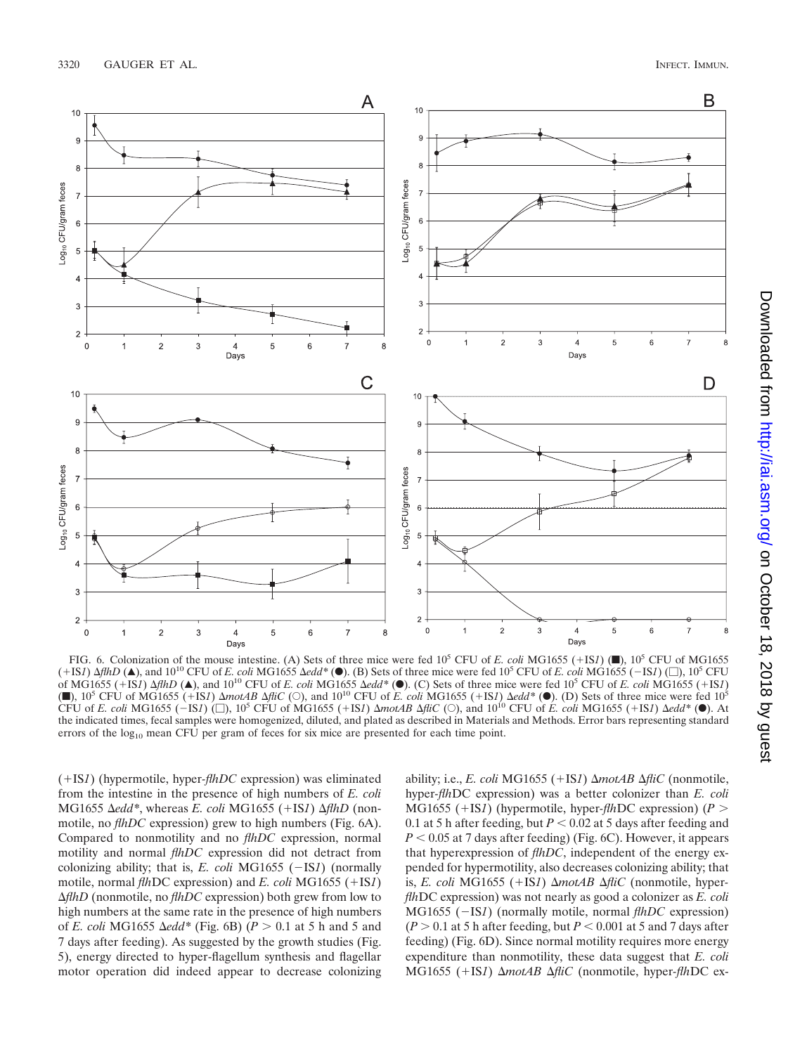FIG. 6. Colonization of the mouse intestine. (A) Sets of three mice were fed $10^5$ CFU of *E. coli* MG1655 (+IS*1*) (■), $10^5$ CFU of MG1655 (+IS*1*) Δ*flhD* (▲), and $10^{10}$ CFU of *E. coli* MG1655 Δ*edd** (●). (B) Sets of three mice were fed $10^5$ CFU of *E. coli* MG1655 (−IS*1*) (□), $10^5$ CFU of MG1655 (+IS*1*) Δ*flhD* (▲), and $10^{10}$ CFU of *E. coli* MG1655 Δ*edd** (●). (C) Sets of three mice were fed $10^5$ CFU of *E. coli* MG1655 (+IS*1*) (■), $10^5$ CFU of MG1655 (+IS*1*) Δ*motAB* Δ*fliC* (○), and $10^{10}$ CFU of *E. coli* MG1655 (+IS*1*) Δ*edd** (●). (D) Sets of three mice were fed $10^5$ CFU of *E. coli* MG1655 (−IS*1*) (□), $10^5$ CFU of MG1655 (+IS*1*) Δ*motAB* Δ*fliC* (○), and $10^{10}$ CFU of *E. coli* MG1655 (+IS*1*) Δ*edd** (●). At the indicated times, fecal samples were homogenized, diluted, and plated as described in Materials and Methods. Error bars representing standard errors of the $\log_{10}$ mean CFU per gram of feces for six mice are presented for each time point.

(+IS*1*) (hypermotile, hyper-*flhDC* expression) was eliminated from the intestine in the presence of high numbers of *E. coli* MG1655 Δ*edd**, whereas *E. coli* MG1655 (+IS*1*) Δ*flhD* (nonmotile, no *flhDC* expression) grew to high numbers (Fig. 6A). Compared to nonmotility and no *flhDC* expression, normal motility and normal *flhDC* expression did not detract from colonizing ability; that is, *E. coli* MG1655 (−IS*1*) (normally motile, normal *flh*DC expression) and *E. coli* MG1655 (+IS*1*) Δ*flhD* (nonmotile, no *flhDC* expression) both grew from low to high numbers at the same rate in the presence of high numbers of *E. coli* MG1655 Δ*edd** (Fig. 6B) ($P > 0.1$ at 5 h and 5 and 7 days after feeding). As suggested by the growth studies (Fig. 5), energy directed to hyper-flagellum synthesis and flagellar motor operation did indeed appear to decrease colonizing ability; i.e., *E. coli* MG1655 (+IS*1*) Δ*motAB* Δ*fliC* (nonmotile, hyper-*flh*DC expression) was a better colonizer than *E. coli* MG1655 (+IS*1*) (hypermotile, hyper-*flh*DC expression) ($P > 0.1$ at 5 h after feeding, but $P < 0.02$ at 5 days after feeding and $P < 0.05$ at 7 days after feeding) (Fig. 6C). However, it appears that hyperexpression of *flhDC*, independent of the energy expended for hypermotility, also decreases colonizing ability; that is, *E. coli* MG1655 (+IS*1*) Δ*motAB* Δ*fliC* (nonmotile, hyper-*flh*DC expression) was not nearly as good a colonizer as *E. coli* MG1655 (−IS*1*) (normally motile, normal *flhDC* expression) ($P > 0.1$ at 5 h after feeding, but $P < 0.001$ at 5 and 7 days after feeding) (Fig. 6D). Since normal motility requires more energy expenditure than nonmotility, these data suggest that *E. coli* MG1655 (+IS*1*) Δ*motAB* Δ*fliC* (nonmotile, hyper-*flh*DC ex-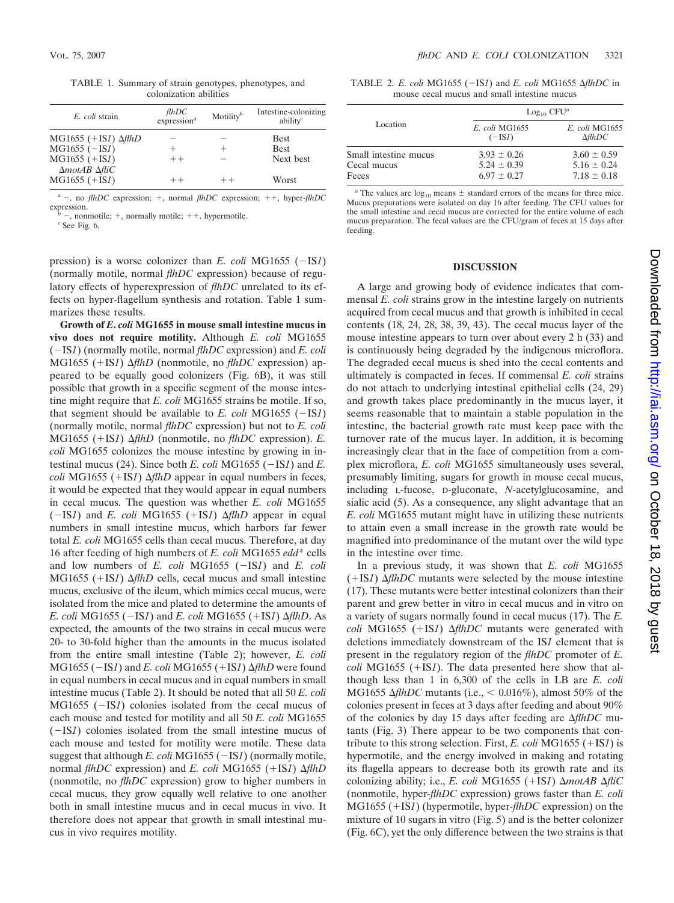TABLE 1. Summary of strain genotypes, phenotypes, and colonization abilities

| *E. coli* strain | *flhDC* expression[a] | Motility[b] | Intestine-colonizing ability[c] |
|---|---|---|---|
| MG1655 (+IS*1*) Δ*flhD* | − | − | Best |
| MG1655 (−IS*1*) | + | + | Best |
| MG1655 (+IS*1*) Δ*motAB* Δ*fliC* | ++ | − | Next best |
| MG1655 (+IS*1*) | ++ | ++ | Worst |

[a] −, no *flhDC* expression; +, normal *flhDC* expression; ++, hyper-*flhDC* expression.
[b] −, nonmotile; +, normally motile; ++, hypermotile.
[c] See Fig. 6.

pression) is a worse colonizer than *E. coli* MG1655 (−IS*1*) (normally motile, normal *flhDC* expression) because of regulatory effects of hyperexpression of *flhDC* unrelated to its effects on hyper-flagellum synthesis and rotation. Table 1 summarizes these results.

**Growth of *E. coli* MG1655 in mouse small intestine mucus in vivo does not require motility.** Although *E. coli* MG1655 (−IS*1*) (normally motile, normal *flhDC* expression) and *E. coli* MG1655 (+IS*1*) Δ*flhD* (nonmotile, no *flhDC* expression) appeared to be equally good colonizers (Fig. 6B), it was still possible that growth in a specific segment of the mouse intestine might require that *E. coli* MG1655 strains be motile. If so, that segment should be available to *E. coli* MG1655 (−IS*1*) (normally motile, normal *flhDC* expression) but not to *E. coli* MG1655 (+IS*1*) Δ*flhD* (nonmotile, no *flhDC* expression). *E. coli* MG1655 colonizes the mouse intestine by growing in intestinal mucus (24). Since both *E. coli* MG1655 (−IS*1*) and *E. coli* MG1655 (+IS*1*) Δ*flhD* appear in equal numbers in feces, it would be expected that they would appear in equal numbers in cecal mucus. The question was whether *E. coli* MG1655 (−IS*1*) and *E. coli* MG1655 (+IS*1*) Δ*flhD* appear in equal numbers in small intestine mucus, which harbors far fewer total *E. coli* MG1655 cells than cecal mucus. Therefore, at day 16 after feeding of high numbers of *E. coli* MG1655 *edd** cells and low numbers of *E. coli* MG1655 (−IS*1*) and *E. coli* MG1655 (+IS*1*) Δ*flhD* cells, cecal mucus and small intestine mucus, exclusive of the ileum, which mimics cecal mucus, were isolated from the mice and plated to determine the amounts of *E. coli* MG1655 (−IS*1*) and *E. coli* MG1655 (+IS*1*) Δ*flhD*. As expected, the amounts of the two strains in cecal mucus were 20- to 30-fold higher than the amounts in the mucus isolated from the entire small intestine (Table 2); however, *E. coli* MG1655 (−IS*1*) and *E. coli* MG1655 (+IS*1*) Δ*flhD* were found in equal numbers in cecal mucus and in equal numbers in small intestine mucus (Table 2). It should be noted that all 50 *E. coli* MG1655 (−IS*1*) colonies isolated from the cecal mucus of each mouse and tested for motility and all 50 *E. coli* MG1655 (−IS*1*) colonies isolated from the small intestine mucus of each mouse and tested for motility were motile. These data suggest that although *E. coli* MG1655 (−IS*1*) (normally motile, normal *flhDC* expression) and *E. coli* MG1655 (+IS*1*) Δ*flhD* (nonmotile, no *flhDC* expression) grow to higher numbers in cecal mucus, they grow equally well relative to one another both in small intestine mucus and in cecal mucus in vivo. It therefore does not appear that growth in small intestinal mucus in vivo requires motility.

TABLE 2. *E. coli* MG1655 (−IS*1*) and *E. coli* MG1655 Δ*flhDC* in mouse cecal mucus and small intestine mucus

| Location | $\log_{10}$ CFU[a] | |
|---|---|---|
| | *E. coli* MG1655 (−IS*1*) | *E. coli* MG1655 Δ*flhDC* |
| Small intestine mucus | 3.93 ± 0.26 | 3.60 ± 0.59 |
| Cecal mucus | 5.24 ± 0.39 | 5.16 ± 0.24 |
| Feces | 6.97 ± 0.27 | 7.18 ± 0.18 |

[a] The values are $\log_{10}$ means ± standard errors of the means for three mice. Mucus preparations were isolated on day 16 after feeding. The CFU values for the small intestine and cecal mucus are corrected for the entire volume of each mucus preparation. The fecal values are the CFU/gram of feces at 15 days after feeding.

## DISCUSSION

A large and growing body of evidence indicates that commensal *E. coli* strains grow in the intestine largely on nutrients acquired from cecal mucus and that growth is inhibited in cecal contents (18, 24, 28, 38, 39, 43). The cecal mucus layer of the mouse intestine appears to turn over about every 2 h (33) and is continuously being degraded by the indigenous microflora. The degraded cecal mucus is shed into the cecal contents and ultimately is compacted in feces. If commensal *E. coli* strains do not attach to underlying intestinal epithelial cells (24, 29) and growth takes place predominantly in the mucus layer, it seems reasonable that to maintain a stable population in the intestine, the bacterial growth rate must keep pace with the turnover rate of the mucus layer. In addition, it is becoming increasingly clear that in the face of competition from a complex microflora, *E. coli* MG1655 simultaneously uses several, presumably limiting, sugars for growth in mouse cecal mucus, including L-fucose, D-gluconate, *N*-acetylglucosamine, and sialic acid (5). As a consequence, any slight advantage that an *E. coli* MG1655 mutant might have in utilizing these nutrients to attain even a small increase in the growth rate would be magnified into predominance of the mutant over the wild type in the intestine over time.

In a previous study, it was shown that *E. coli* MG1655 (+IS*1*) Δ*flhDC* mutants were selected by the mouse intestine (17). These mutants were better intestinal colonizers than their parent and grew better in vitro in cecal mucus and in vitro on a variety of sugars normally found in cecal mucus (17). The *E. coli* MG1655 (+IS*1*) Δ*flhDC* mutants were generated with deletions immediately downstream of the IS*1* element that is present in the regulatory region of the *flhDC* promoter of *E. coli* MG1655 (+IS*1*). The data presented here show that although less than 1 in 6,300 of the cells in LB are *E. coli* MG1655 Δ*flhDC* mutants (i.e., < 0.016%), almost 50% of the colonies present in feces at 3 days after feeding and about 90% of the colonies by day 15 days after feeding are Δ*flhDC* mutants (Fig. 3) There appear to be two components that contribute to this strong selection. First, *E. coli* MG1655 (+IS*1*) is hypermotile, and the energy involved in making and rotating its flagella appears to decrease both its growth rate and its colonizing ability; i.e., *E. coli* MG1655 (+IS*1*) Δ*motAB* Δ*fliC* (nonmotile, hyper-*flhDC* expression) grows faster than *E. coli* MG1655 (+IS*1*) (hypermotile, hyper-*flhDC* expression) on the mixture of 10 sugars in vitro (Fig. 5) and is the better colonizer (Fig. 6C), yet the only difference between the two strains is that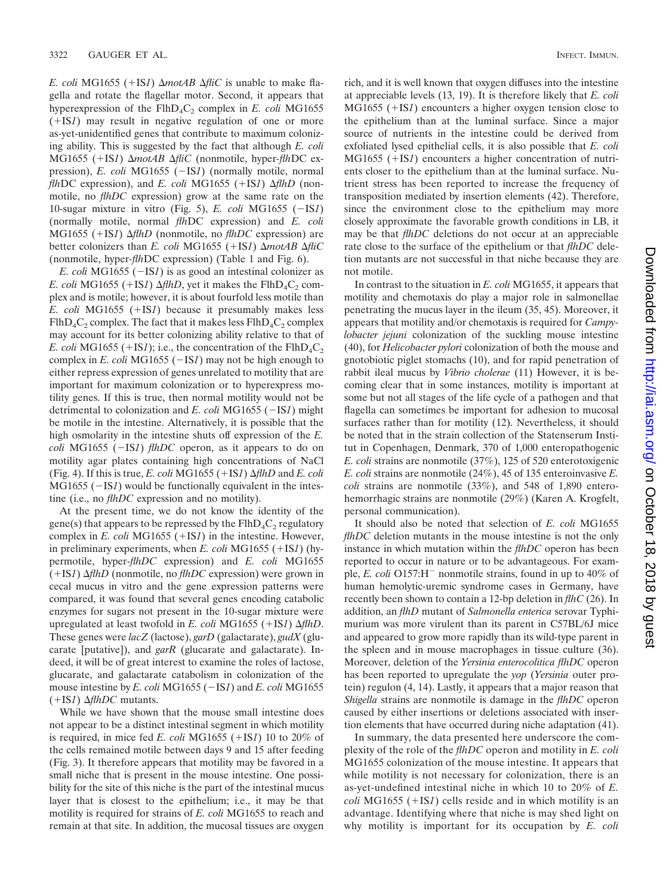*E. coli* MG1655 (+IS*1*) Δ*motAB* Δ*fliC* is unable to make flagella and rotate the flagellar motor. Second, it appears that hyperexpression of the $FlhD_4C_2$ complex in *E. coli* MG1655 (+IS*1*) may result in negative regulation of one or more as-yet-unidentified genes that contribute to maximum colonizing ability. This is suggested by the fact that although *E. coli* MG1655 (+IS*1*) Δ*motAB* Δ*fliC* (nonmotile, hyper-*flh*DC expression), *E. coli* MG1655 (−IS*1*) (normally motile, normal *flh*DC expression), and *E. coli* MG1655 (+IS*1*) Δ*flhD* (nonmotile, no *flhDC* expression) grow at the same rate on the 10-sugar mixture in vitro (Fig. 5), *E. coli* MG1655 (−IS*1*) (normally motile, normal *flh*DC expression) and *E. coli* MG1655 (+IS*1*) Δ*flhD* (nonmotile, no *flhDC* expression) are better colonizers than *E. coli* MG1655 (+IS*1*) Δ*motAB* Δ*fliC* (nonmotile, hyper-*flh*DC expression) (Table 1 and Fig. 6).

*E. coli* MG1655 (−IS*1*) is as good an intestinal colonizer as *E. coli* MG1655 (+IS*1*) Δ*flhD*, yet it makes the $FlhD_4C_2$ complex and is motile; however, it is about fourfold less motile than *E. coli* MG1655 (+IS*1*) because it presumably makes less $FlhD_4C_2$ complex. The fact that it makes less $FlhD_4C_2$ complex may account for its better colonizing ability relative to that of *E. coli* MG1655 (+IS*1*); i.e., the concentration of the $FlhD_4C_2$ complex in *E. coli* MG1655 (−IS*1*) may not be high enough to either repress expression of genes unrelated to motility that are important for maximum colonization or to hyperexpress motility genes. If this is true, then normal motility would not be detrimental to colonization and *E. coli* MG1655 (−IS*1*) might be motile in the intestine. Alternatively, it is possible that the high osmolarity in the intestine shuts off expression of the *E. coli* MG1655 (−IS*1*) *flhDC* operon, as it appears to do on motility agar plates containing high concentrations of NaCl (Fig. 4). If this is true, *E. coli* MG1655 (+IS*1*) Δ*flhD* and *E. coli* MG1655 (−IS*1*) would be functionally equivalent in the intestine (i.e., no *flhDC* expression and no motility).

At the present time, we do not know the identity of the gene(s) that appears to be repressed by the $FlhD_4C_2$ regulatory complex in *E. coli* MG1655 (+IS*1*) in the intestine. However, in preliminary experiments, when *E. coli* MG1655 (+IS*1*) (hypermotile, hyper-*flhDC* expression) and *E. coli* MG1655 (+IS*1*) Δ*flhD* (nonmotile, no *flhDC* expression) were grown in cecal mucus in vitro and the gene expression patterns were compared, it was found that several genes encoding catabolic enzymes for sugars not present in the 10-sugar mixture were upregulated at least twofold in *E. coli* MG1655 (+IS*1*) Δ*flhD*. These genes were *lacZ* (lactose), *garD* (galactarate), *gudX* (glucarate [putative]), and *garR* (glucarate and galactarate). Indeed, it will be of great interest to examine the roles of lactose, glucarate, and galactarate catabolism in colonization of the mouse intestine by *E. coli* MG1655 (−IS*1*) and *E. coli* MG1655 (+IS*1*) Δ*flhDC* mutants.

While we have shown that the mouse small intestine does not appear to be a distinct intestinal segment in which motility is required, in mice fed *E. coli* MG1655 (+IS*1*) 10 to 20% of the cells remained motile between days 9 and 15 after feeding (Fig. 3). It therefore appears that motility may be favored in a small niche that is present in the mouse intestine. One possibility for the site of this niche is the part of the intestinal mucus layer that is closest to the epithelium; i.e., it may be that motility is required for strains of *E. coli* MG1655 to reach and remain at that site. In addition, the mucosal tissues are oxygen rich, and it is well known that oxygen diffuses into the intestine at appreciable levels (13, 19). It is therefore likely that *E. coli* MG1655 (+IS*1*) encounters a higher oxygen tension close to the epithelium than at the luminal surface. Since a major source of nutrients in the intestine could be derived from exfoliated lysed epithelial cells, it is also possible that *E. coli* MG1655 (+IS*1*) encounters a higher concentration of nutrients closer to the epithelium than at the luminal surface. Nutrient stress has been reported to increase the frequency of transposition mediated by insertion elements (42). Therefore, since the environment close to the epithelium may more closely approximate the favorable growth conditions in LB, it may be that *flhDC* deletions do not occur at an appreciable rate close to the surface of the epithelium or that *flhDC* deletion mutants are not successful in that niche because they are not motile.

In contrast to the situation in *E. coli* MG1655, it appears that motility and chemotaxis do play a major role in salmonellae penetrating the mucus layer in the ileum (35, 45). Moreover, it appears that motility and/or chemotaxis is required for *Campylobacter jejuni* colonization of the suckling mouse intestine (40), for *Helicobacter pylori* colonization of both the mouse and gnotobiotic piglet stomachs (10), and for rapid penetration of rabbit ileal mucus by *Vibrio cholerae* (11) However, it is becoming clear that in some instances, motility is important at some but not all stages of the life cycle of a pathogen and that flagella can sometimes be important for adhesion to mucosal surfaces rather than for motility (12). Nevertheless, it should be noted that in the strain collection of the Statenserum Institut in Copenhagen, Denmark, 370 of 1,000 enteropathogenic *E. coli* strains are nonmotile (37%), 125 of 520 enterotoxigenic *E. coli* strains are nonmotile (24%), 45 of 135 enteroinvasive *E. coli* strains are nonmotile (33%), and 548 of 1,890 enterohemorrhagic strains are nonmotile (29%) (Karen A. Krogfelt, personal communication).

It should also be noted that selection of *E. coli* MG1655 *flhDC* deletion mutants in the mouse intestine is not the only instance in which mutation within the *flhDC* operon has been reported to occur in nature or to be advantageous. For example, *E. coli* O157:$H^-$ nonmotile strains, found in up to 40% of human hemolytic-uremic syndrome cases in Germany, have recently been shown to contain a 12-bp deletion in *flhC* (26). In addition, an *flhD* mutant of *Salmonella enterica* serovar Typhimurium was more virulent than its parent in C57BL/6J mice and appeared to grow more rapidly than its wild-type parent in the spleen and in mouse macrophages in tissue culture (36). Moreover, deletion of the *Yersinia enterocolitica flhDC* operon has been reported to upregulate the *yop* (*Yersinia* outer protein) regulon (4, 14). Lastly, it appears that a major reason that *Shigella* strains are nonmotile is damage in the *flhDC* operon caused by either insertions or deletions associated with insertion elements that have occurred during niche adaptation (41).

In summary, the data presented here underscore the complexity of the role of the *flhDC* operon and motility in *E. coli* MG1655 colonization of the mouse intestine. It appears that while motility is not necessary for colonization, there is an as-yet-undefined intestinal niche in which 10 to 20% of *E. coli* MG1655 (+IS*1*) cells reside and in which motility is an advantage. Identifying where that niche is may shed light on why motility is important for its occupation by *E. coli*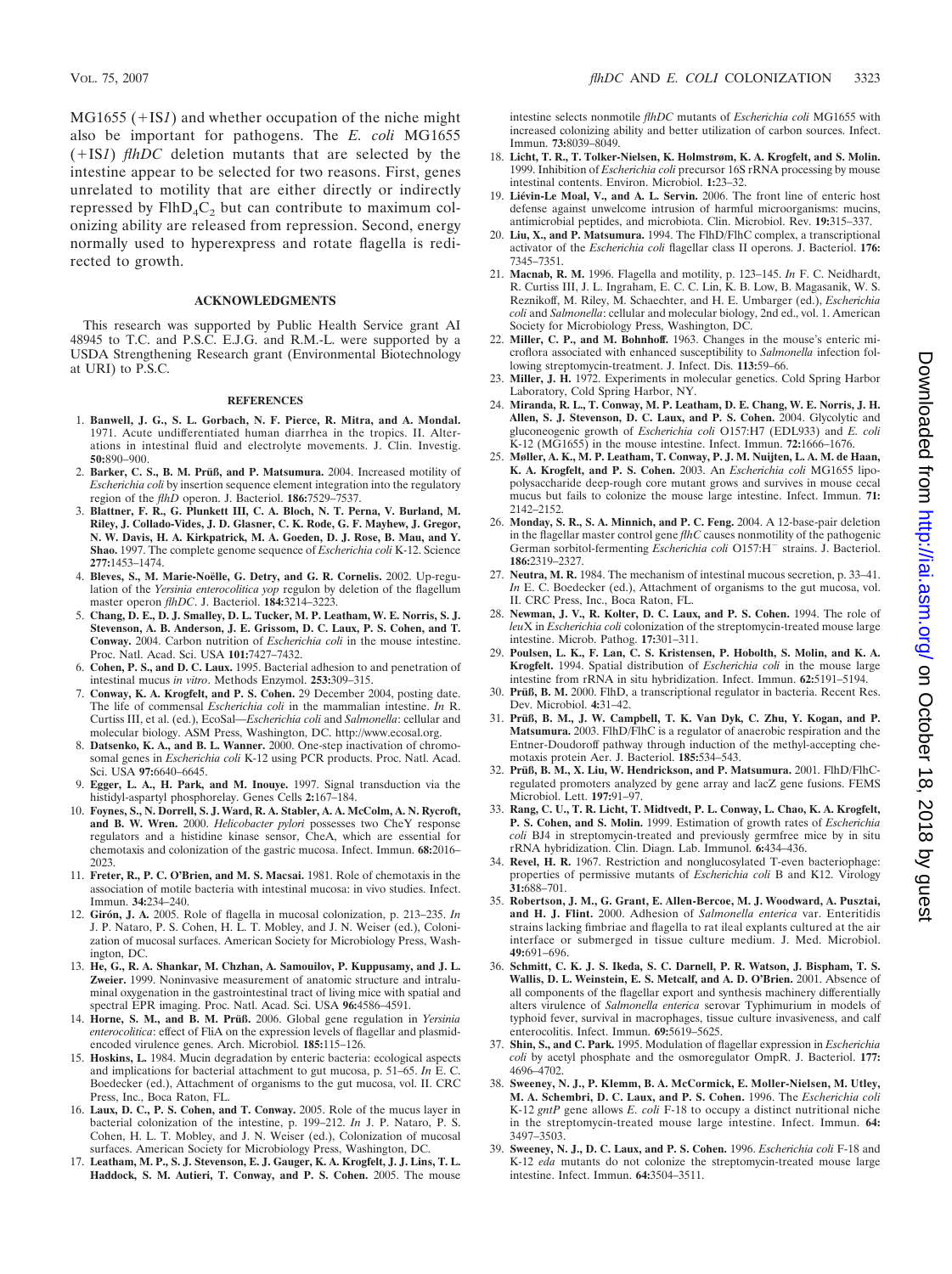MG1655 (+IS*1*) and whether occupation of the niche might also be important for pathogens. The *E. coli* MG1655 (+IS*1*) *flhDC* deletion mutants that are selected by the intestine appear to be selected for two reasons. First, genes unrelated to motility that are either directly or indirectly repressed by $FlhD_4C_2$ but can contribute to maximum colonizing ability are released from repression. Second, energy normally used to hyperexpress and rotate flagella is redirected to growth.

## ACKNOWLEDGMENTS

This research was supported by Public Health Service grant AI 48945 to T.C. and P.S.C. E.J.G. and R.M.-L. were supported by a USDA Strengthening Research grant (Environmental Biotechnology at URI) to P.S.C.

## REFERENCES

1. **Banwell, J. G., S. L. Gorbach, N. F. Pierce, R. Mitra, and A. Mondal.** 1971. Acute undifferentiated human diarrhea in the tropics. II. Alterations in intestinal fluid and electrolyte movements. J. Clin. Investig. **50:**890–900.
2. **Barker, C. S., B. M. Prüß, and P. Matsumura.** 2004. Increased motility of *Escherichia coli* by insertion sequence element integration into the regulatory region of the *flhD* operon. J. Bacteriol. **186:**7529–7537.
3. **Blattner, F. R., G. Plunkett III, C. A. Bloch, N. T. Perna, V. Burland, M. Riley, J. Collado-Vides, J. D. Glasner, C. K. Rode, G. F. Mayhew, J. Gregor, N. W. Davis, H. A. Kirkpatrick, M. A. Goeden, D. J. Rose, B. Mau, and Y. Shao.** 1997. The complete genome sequence of *Escherichia coli* K-12. Science **277:**1453–1474.
4. **Bleves, S., M. Marie-Noëlle, G. Detry, and G. R. Cornelis.** 2002. Up-regulation of the *Yersinia enterocolitica yop* regulon by deletion of the flagellum master operon *flhDC*. J. Bacteriol. **184:**3214–3223.
5. **Chang, D. E., D. J. Smalley, D. L. Tucker, M. P. Leatham, W. E. Norris, S. J. Stevenson, A. B. Anderson, J. E. Grissom, D. C. Laux, P. S. Cohen, and T. Conway.** 2004. Carbon nutrition of *Escherichia coli* in the mouse intestine. Proc. Natl. Acad. Sci. USA **101:**7427–7432.
6. **Cohen, P. S., and D. C. Laux.** 1995. Bacterial adhesion to and penetration of intestinal mucus *in vitro*. Methods Enzymol. **253:**309–315.
7. **Conway, K. A. Krogfelt, and P. S. Cohen.** 29 December 2004, posting date. The life of commensal *Escherichia coli* in the mammalian intestine. *In* R. Curtiss III, et al. (ed.), EcoSal—*Escherichia coli* and *Salmonella*: cellular and molecular biology. ASM Press, Washington, DC. http://www.ecosal.org.
8. **Datsenko, K. A., and B. L. Wanner.** 2000. One-step inactivation of chromosomal genes in *Escherichia coli* K-12 using PCR products. Proc. Natl. Acad. Sci. USA **97:**6640–6645.
9. **Egger, L. A., H. Park, and M. Inouye.** 1997. Signal transduction via the histidyl-aspartyl phosphorelay. Genes Cells **2:**167–184.
10. **Foynes, S., N. Dorrell, S. J. Ward, R. A. Stabler, A. A. McColm, A. N. Rycroft, and B. W. Wren.** 2000. *Helicobacter pylori* possesses two CheY response regulators and a histidine kinase sensor, CheA, which are essential for chemotaxis and colonization of the gastric mucosa. Infect. Immun. **68:**2016–2023.
11. **Freter, R., P. C. O'Brien, and M. S. Macsai.** 1981. Role of chemotaxis in the association of motile bacteria with intestinal mucosa: in vivo studies. Infect. Immun. **34:**234–240.
12. **Girón, J. A.** 2005. Role of flagella in mucosal colonization, p. 213–235. *In* J. P. Nataro, P. S. Cohen, H. L. T. Mobley, and J. N. Weiser (ed.), Colonization of mucosal surfaces. American Society for Microbiology Press, Washington, DC.
13. **He, G., R. A. Shankar, M. Chzhan, A. Samouilov, P. Kuppusamy, and J. L. Zweier.** 1999. Noninvasive measurement of anatomic structure and intraluminal oxygenation in the gastrointestinal tract of living mice with spatial and spectral EPR imaging. Proc. Natl. Acad. Sci. USA **96:**4586–4591.
14. **Horne, S. M., and B. M. Prüß.** 2006. Global gene regulation in *Yersinia enterocolitica*: effect of FliA on the expression levels of flagellar and plasmid-encoded virulence genes. Arch. Microbiol. **185:**115–126.
15. **Hoskins, L.** 1984. Mucin degradation by enteric bacteria: ecological aspects and implications for bacterial attachment to gut mucosa, p. 51–65. *In* E. C. Boedecker (ed.), Attachment of organisms to the gut mucosa, vol. II. CRC Press, Inc., Boca Raton, FL.
16. **Laux, D. C., P. S. Cohen, and T. Conway.** 2005. Role of the mucus layer in bacterial colonization of the intestine, p. 199–212. *In* J. P. Nataro, P. S. Cohen, H. L. T. Mobley, and J. N. Weiser (ed.), Colonization of mucosal surfaces. American Society for Microbiology Press, Washington, DC.
17. **Leatham, M. P., S. J. Stevenson, E. J. Gauger, K. A. Krogfelt, J. J. Lins, T. L. Haddock, S. M. Autieri, T. Conway, and P. S. Cohen.** 2005. The mouse intestine selects nonmotile *flhDC* mutants of *Escherichia coli* MG1655 with increased colonizing ability and better utilization of carbon sources. Infect. Immun. **73:**8039–8049.
18. **Licht, T. R., T. Tolker-Nielsen, K. Holmstrøm, K. A. Krogfelt, and S. Molin.** 1999. Inhibition of *Escherichia coli* precursor 16S rRNA processing by mouse intestinal contents. Environ. Microbiol. **1:**23–32.
19. **Liévin-Le Moal, V., and A. L. Servin.** 2006. The front line of enteric host defense against unwelcome intrusion of harmful microorganisms: mucins, antimicrobial peptides, and microbiota. Clin. Microbiol. Rev. **19:**315–337.
20. **Liu, X., and P. Matsumura.** 1994. The FlhD/FlhC complex, a transcriptional activator of the *Escherichia coli* flagellar class II operons. J. Bacteriol. **176:**7345–7351.
21. **Macnab, R. M.** 1996. Flagella and motility, p. 123–145. *In* F. C. Neidhardt, R. Curtiss III, J. L. Ingraham, E. C. C. Lin, K. B. Low, B. Magasanik, W. S. Reznikoff, M. Riley, M. Schaechter, and H. E. Umbarger (ed.), *Escherichia coli* and *Salmonella*: cellular and molecular biology, 2nd ed., vol. 1. American Society for Microbiology Press, Washington, DC.
22. **Miller, C. P., and M. Bohnhoff.** 1963. Changes in the mouse's enteric microflora associated with enhanced susceptibility to *Salmonella* infection following streptomycin-treatment. J. Infect. Dis. **113:**59–66.
23. **Miller, J. H.** 1972. Experiments in molecular genetics. Cold Spring Harbor Laboratory, Cold Spring Harbor, NY.
24. **Miranda, R. L., T. Conway, M. P. Leatham, D. E. Chang, W. E. Norris, J. H. Allen, S. J. Stevenson, D. C. Laux, and P. S. Cohen.** 2004. Glycolytic and gluconeogenic growth of *Escherichia coli* O157:H7 (EDL933) and *E. coli* K-12 (MG1655) in the mouse intestine. Infect. Immun. **72:**1666–1676.
25. **Møller, A. K., M. P. Leatham, T. Conway, P. J. M. Nuijten, L. A. M. de Haan, K. A. Krogfelt, and P. S. Cohen.** 2003. An *Escherichia coli* MG1655 lipopolysaccharide deep-rough core mutant grows and survives in mouse cecal mucus but fails to colonize the mouse large intestine. Infect. Immun. **71:**2142–2152.
26. **Monday, S. R., S. A. Minnich, and P. C. Feng.** 2004. A 12-base-pair deletion in the flagellar master control gene *flhC* causes nonmotility of the pathogenic German sorbitol-fermenting *Escherichia coli* O157:H$^-$ strains. J. Bacteriol. **186:**2319–2327.
27. **Neutra, M. R.** 1984. The mechanism of intestinal mucous secretion, p. 33–41. *In* E. C. Boedecker (ed.), Attachment of organisms to the gut mucosa, vol. II. CRC Press, Inc., Boca Raton, FL.
28. **Newman, J. V., R. Kolter, D. C. Laux, and P. S. Cohen.** 1994. The role of *leu*X in *Escherichia coli* colonization of the streptomycin-treated mouse large intestine. Microb. Pathog. **17:**301–311.
29. **Poulsen, L. K., F. Lan, C. S. Kristensen, P. Hobolth, S. Molin, and K. A. Krogfelt.** 1994. Spatial distribution of *Escherichia coli* in the mouse large intestine from rRNA in situ hybridization. Infect. Immun. **62:**5191–5194.
30. **Prüß, B. M.** 2000. FlhD, a transcriptional regulator in bacteria. Recent Res. Dev. Microbiol. **4:**31–42.
31. **Prüß, B. M., J. W. Campbell, T. K. Van Dyk, C. Zhu, Y. Kogan, and P. Matsumura.** 2003. FlhD/FlhC is a regulator of anaerobic respiration and the Entner-Doudoroff pathway through induction of the methyl-accepting chemotaxis protein Aer. J. Bacteriol. **185:**534–543.
32. **Prüß, B. M., X. Liu, W. Hendrickson, and P. Matsumura.** 2001. FlhD/FlhC-regulated promoters analyzed by gene array and lacZ gene fusions. FEMS Microbiol. Lett. **197:**91–97.
33. **Rang, C. U., T. R. Licht, T. Midtvedt, P. L. Conway, L. Chao, K. A. Krogfelt, P. S. Cohen, and S. Molin.** 1999. Estimation of growth rates of *Escherichia coli* BJ4 in streptomycin-treated and previously germfree mice by in situ rRNA hybridization. Clin. Diagn. Lab. Immunol. **6:**434–436.
34. **Revel, H. R.** 1967. Restriction and nonglucosylated T-even bacteriophage: properties of permissive mutants of *Escherichia coli* B and K12. Virology **31:**688–701.
35. **Robertson, J. M., G. Grant, E. Allen-Bercoe, M. J. Woodward, A. Pusztai, and H. J. Flint.** 2000. Adhesion of *Salmonella enterica* var. Enteritidis strains lacking fimbriae and flagella to rat ileal explants cultured at the air interface or submerged in tissue culture medium. J. Med. Microbiol. **49:**691–696.
36. **Schmitt, C. K. J. S. Ikeda, S. C. Darnell, P. R. Watson, J. Bispham, T. S. Wallis, D. L. Weinstein, E. S. Metcalf, and A. D. O'Brien.** 2001. Absence of all components of the flagellar export and synthesis machinery differentially alters virulence of *Salmonella enterica* serovar Typhimurium in models of typhoid fever, survival in macrophages, tissue culture invasiveness, and calf enterocolitis. Infect. Immun. **69:**5619–5625.
37. **Shin, S., and C. Park.** 1995. Modulation of flagellar expression in *Escherichia coli* by acetyl phosphate and the osmoregulator OmpR. J. Bacteriol. **177:**4696–4702.
38. **Sweeney, N. J., P. Klemm, B. A. McCormick, E. Moller-Nielsen, M. Utley, M. A. Schembri, D. C. Laux, and P. S. Cohen.** 1996. The *Escherichia coli* K-12 *gntP* gene allows *E. coli* F-18 to occupy a distinct nutritional niche in the streptomycin-treated mouse large intestine. Infect. Immun. **64:**3497–3503.
39. **Sweeney, N. J., D. C. Laux, and P. S. Cohen.** 1996. *Escherichia coli* F-18 and K-12 *eda* mutants do not colonize the streptomycin-treated mouse large intestine. Infect. Immun. **64:**3504–3511.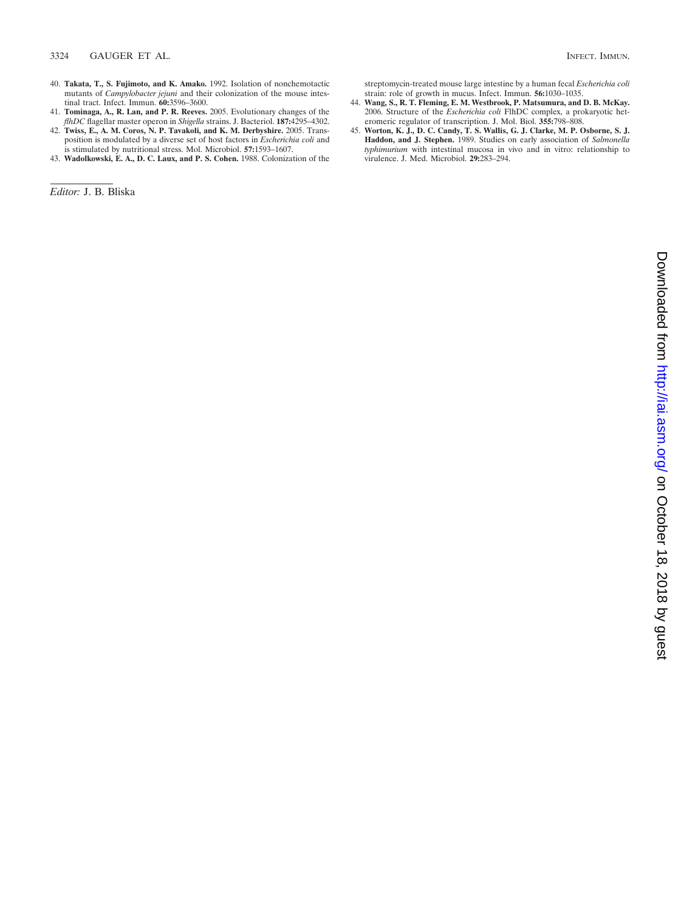40. **Takata, T., S. Fujimoto, and K. Amako.** 1992. Isolation of nonchemotactic mutants of *Campylobacter jejuni* and their colonization of the mouse intestinal tract. Infect. Immun. **60:**3596–3600.
41. **Tominaga, A., R. Lan, and P. R. Reeves.** 2005. Evolutionary changes of the *flhDC* flagellar master operon in *Shigella* strains. J. Bacteriol. **187:**4295–4302.
42. **Twiss, E., A. M. Coros, N. P. Tavakoli, and K. M. Derbyshire.** 2005. Transposition is modulated by a diverse set of host factors in *Escherichia coli* and is stimulated by nutritional stress. Mol. Microbiol. **57:**1593–1607.
43. **Wadolkowski, E. A., D. C. Laux, and P. S. Cohen.** 1988. Colonization of the streptomycin-treated mouse large intestine by a human fecal *Escherichia coli* strain: role of growth in mucus. Infect. Immun. **56:**1030–1035.
44. **Wang, S., R. T. Fleming, E. M. Westbrook, P. Matsumura, and D. B. McKay.** 2006. Structure of the *Escherichia coli* FlhDC complex, a prokaryotic heteromeric regulator of transcription. J. Mol. Biol. **355:**798–808.
45. **Worton, K. J., D. C. Candy, T. S. Wallis, G. J. Clarke, M. P. Osborne, S. J. Haddon, and J. Stephen.** 1989. Studies on early association of *Salmonella typhimurium* with intestinal mucosa in vivo and in vitro: relationship to virulence. J. Med. Microbiol. **29:**283–294.

*Editor:* J. B. Bliska